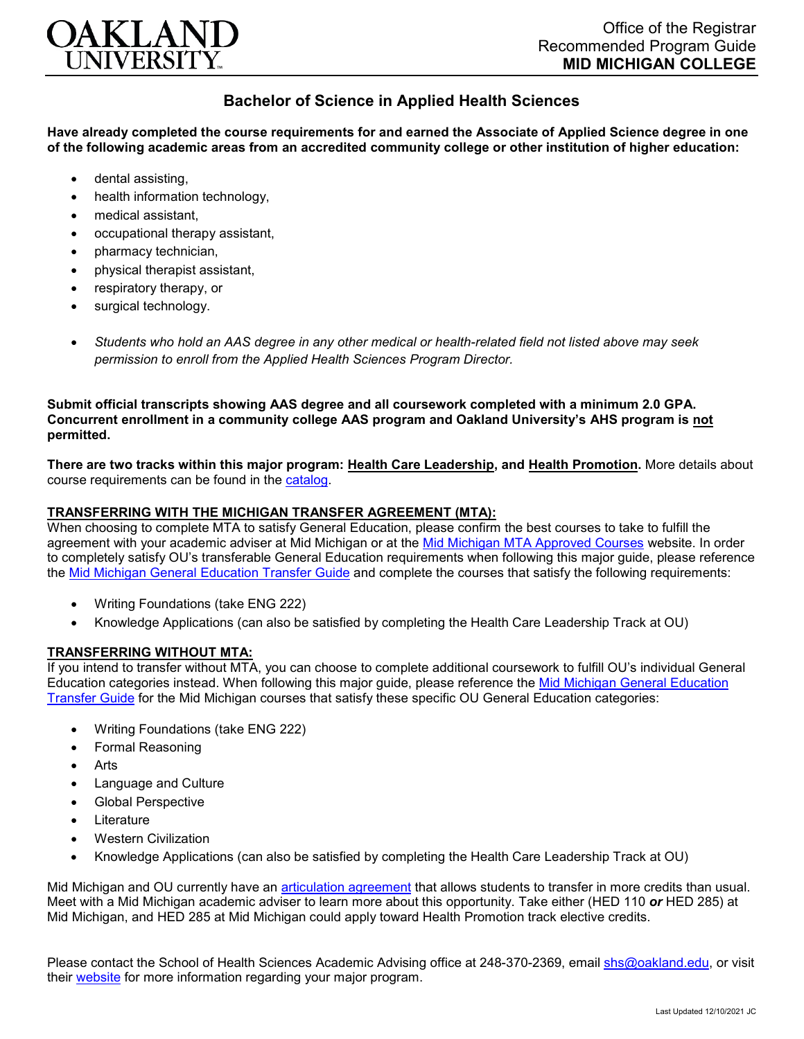# Bachelor of Science in Applied Health Sciences

**Have already completed the course requirements for and earned the Associate of Applied Science degree in one of the following academic areas from an accredited community college or other institution of higher education:**

- dental assisting,
- health information technology,
- medical assistant,
- occupational therapy assistant,
- pharmacy technician,
- physical therapist assistant,
- respiratory therapy, or
- surgical technology.

- *Students who hold an AAS degree in any other medical or health-related field not listed above may seek permission to enroll from the Applied Health Sciences Program Director.*

**Submit official transcripts showing AAS degree and all coursework completed with a minimum 2.0 GPA. Concurrent enrollment in a community college AAS program and Oakland University's AHS program is not permitted.**

**There are two tracks within this major program: Health Care Leadership, and Health Promotion.** More details about course requirements can be found in the catalog.

## TRANSFERRING WITH THE MICHIGAN TRANSFER AGREEMENT (MTA):

When choosing to complete MTA to satisfy General Education, please confirm the best courses to take to fulfill the agreement with your academic adviser at Mid Michigan or at the Mid Michigan MTA Approved Courses website. In order to completely satisfy OU's transferable General Education requirements when following this major guide, please reference the Mid Michigan General Education Transfer Guide and complete the courses that satisfy the following requirements:

- Writing Foundations (take ENG 222)
- Knowledge Applications (can also be satisfied by completing the Health Care Leadership Track at OU)

## TRANSFERRING WITHOUT MTA:

If you intend to transfer without MTA, you can choose to complete additional coursework to fulfill OU's individual General Education categories instead. When following this major guide, please reference the Mid Michigan General Education Transfer Guide for the Mid Michigan courses that satisfy these specific OU General Education categories:

- Writing Foundations (take ENG 222)
- Formal Reasoning
- Arts
- Language and Culture
- Global Perspective
- Literature
- Western Civilization
- Knowledge Applications (can also be satisfied by completing the Health Care Leadership Track at OU)

Mid Michigan and OU currently have an articulation agreement that allows students to transfer in more credits than usual. Meet with a Mid Michigan academic adviser to learn more about this opportunity. Take either (HED 110 ***or*** HED 285) at Mid Michigan, and HED 285 at Mid Michigan could apply toward Health Promotion track elective credits.

Please contact the School of Health Sciences Academic Advising office at 248-370-2369, email shs@oakland.edu, or visit their website for more information regarding your major program.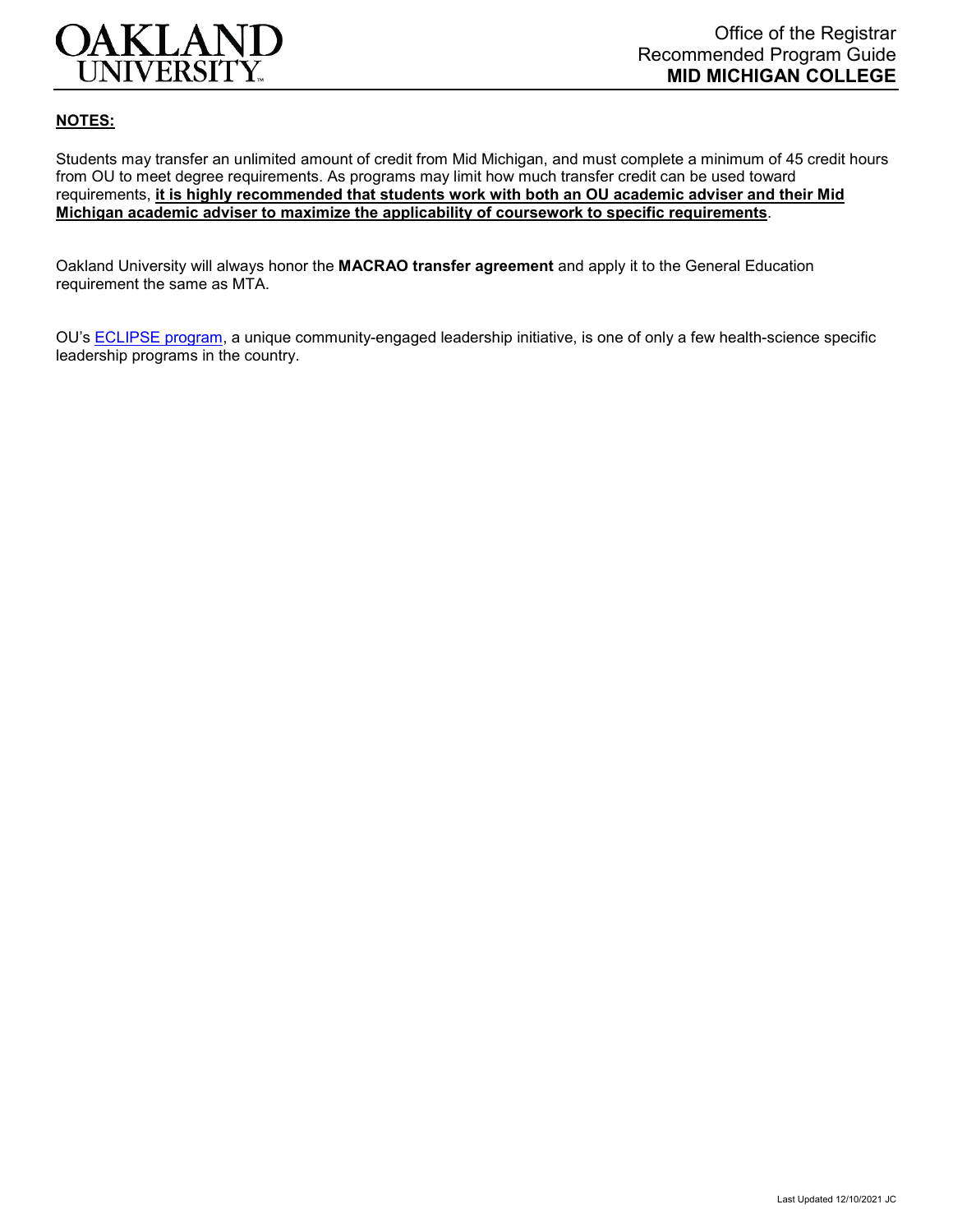**NOTES:**

Students may transfer an unlimited amount of credit from Mid Michigan, and must complete a minimum of 45 credit hours from OU to meet degree requirements. As programs may limit how much transfer credit can be used toward requirements, **it is highly recommended that students work with both an OU academic adviser and their Mid Michigan academic adviser to maximize the applicability of coursework to specific requirements**.

Oakland University will always honor the **MACRAO transfer agreement** and apply it to the General Education requirement the same as MTA.

OU's ECLIPSE program, a unique community-engaged leadership initiative, is one of only a few health-science specific leadership programs in the country.

Last Updated 12/10/2021 JC